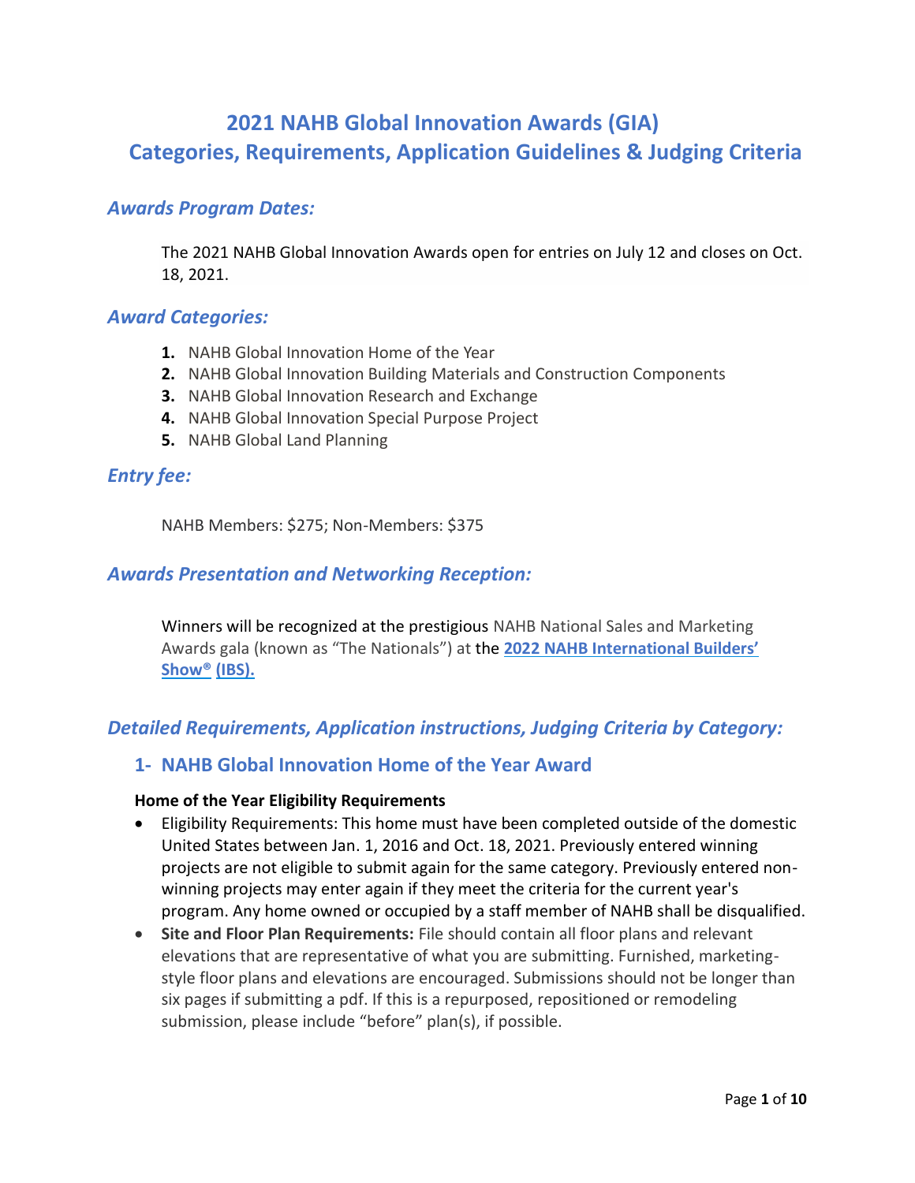# 2021 NAHB Global Innovation Awards (GIA) Categories, Requirements, Application Guidelines & Judging Criteria

## *Awards Program Dates:*

The 2021 NAHB Global Innovation Awards open for entries on July 12 and closes on Oct. 18, 2021.

## *Award Categories:*

1. NAHB Global Innovation Home of the Year
2. NAHB Global Innovation Building Materials and Construction Components
3. NAHB Global Innovation Research and Exchange
4. NAHB Global Innovation Special Purpose Project
5. NAHB Global Land Planning

## *Entry fee:*

NAHB Members: $275; Non-Members: $375

## *Awards Presentation and Networking Reception:*

Winners will be recognized at the prestigious NAHB National Sales and Marketing Awards gala (known as "The Nationals") at the **2022 NAHB International Builders' Show® (IBS).**

## *Detailed Requirements, Application instructions, Judging Criteria by Category:*

### 1- NAHB Global Innovation Home of the Year Award

**Home of the Year Eligibility Requirements**

- Eligibility Requirements: This home must have been completed outside of the domestic United States between Jan. 1, 2016 and Oct. 18, 2021. Previously entered winning projects are not eligible to submit again for the same category. Previously entered non-winning projects may enter again if they meet the criteria for the current year's program. Any home owned or occupied by a staff member of NAHB shall be disqualified.
- **Site and Floor Plan Requirements:** File should contain all floor plans and relevant elevations that are representative of what you are submitting. Furnished, marketing-style floor plans and elevations are encouraged. Submissions should not be longer than six pages if submitting a pdf. If this is a repurposed, repositioned or remodeling submission, please include "before" plan(s), if possible.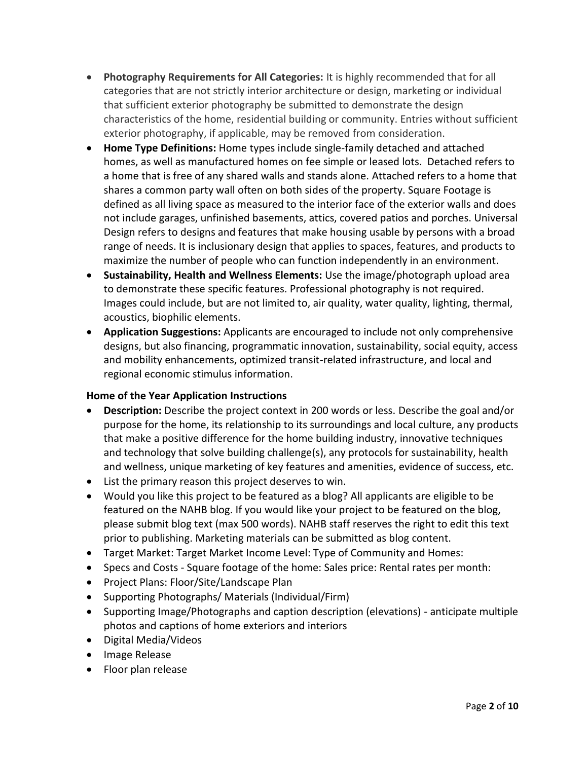- **Photography Requirements for All Categories:** It is highly recommended that for all categories that are not strictly interior architecture or design, marketing or individual that sufficient exterior photography be submitted to demonstrate the design characteristics of the home, residential building or community. Entries without sufficient exterior photography, if applicable, may be removed from consideration.
- **Home Type Definitions:** Home types include single-family detached and attached homes, as well as manufactured homes on fee simple or leased lots. Detached refers to a home that is free of any shared walls and stands alone. Attached refers to a home that shares a common party wall often on both sides of the property. Square Footage is defined as all living space as measured to the interior face of the exterior walls and does not include garages, unfinished basements, attics, covered patios and porches. Universal Design refers to designs and features that make housing usable by persons with a broad range of needs. It is inclusionary design that applies to spaces, features, and products to maximize the number of people who can function independently in an environment.
- **Sustainability, Health and Wellness Elements:** Use the image/photograph upload area to demonstrate these specific features. Professional photography is not required. Images could include, but are not limited to, air quality, water quality, lighting, thermal, acoustics, biophilic elements.
- **Application Suggestions:** Applicants are encouraged to include not only comprehensive designs, but also financing, programmatic innovation, sustainability, social equity, access and mobility enhancements, optimized transit-related infrastructure, and local and regional economic stimulus information.

### Home of the Year Application Instructions

- **Description:** Describe the project context in 200 words or less. Describe the goal and/or purpose for the home, its relationship to its surroundings and local culture, any products that make a positive difference for the home building industry, innovative techniques and technology that solve building challenge(s), any protocols for sustainability, health and wellness, unique marketing of key features and amenities, evidence of success, etc.
- List the primary reason this project deserves to win.
- Would you like this project to be featured as a blog? All applicants are eligible to be featured on the NAHB blog. If you would like your project to be featured on the blog, please submit blog text (max 500 words). NAHB staff reserves the right to edit this text prior to publishing. Marketing materials can be submitted as blog content.
- Target Market: Target Market Income Level: Type of Community and Homes:
- Specs and Costs - Square footage of the home: Sales price: Rental rates per month:
- Project Plans: Floor/Site/Landscape Plan
- Supporting Photographs/ Materials (Individual/Firm)
- Supporting Image/Photographs and caption description (elevations) - anticipate multiple photos and captions of home exteriors and interiors
- Digital Media/Videos
- Image Release
- Floor plan release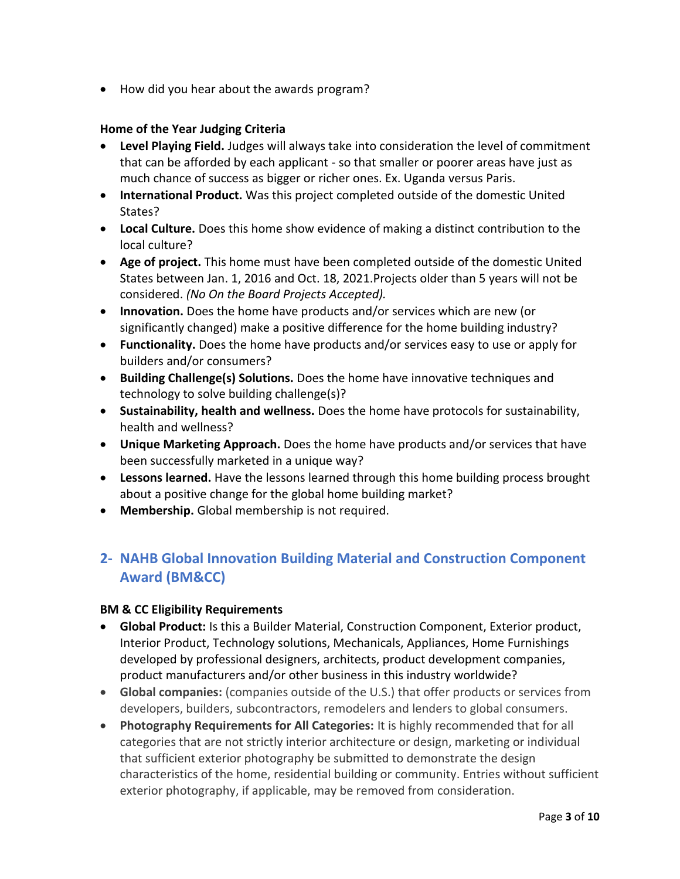- How did you hear about the awards program?

**Home of the Year Judging Criteria**

- **Level Playing Field.** Judges will always take into consideration the level of commitment that can be afforded by each applicant - so that smaller or poorer areas have just as much chance of success as bigger or richer ones. Ex. Uganda versus Paris.
- **International Product.** Was this project completed outside of the domestic United States?
- **Local Culture.** Does this home show evidence of making a distinct contribution to the local culture?
- **Age of project.** This home must have been completed outside of the domestic United States between Jan. 1, 2016 and Oct. 18, 2021.Projects older than 5 years will not be considered. *(No On the Board Projects Accepted).*
- **Innovation.** Does the home have products and/or services which are new (or significantly changed) make a positive difference for the home building industry?
- **Functionality.** Does the home have products and/or services easy to use or apply for builders and/or consumers?
- **Building Challenge(s) Solutions.** Does the home have innovative techniques and technology to solve building challenge(s)?
- **Sustainability, health and wellness.** Does the home have protocols for sustainability, health and wellness?
- **Unique Marketing Approach.** Does the home have products and/or services that have been successfully marketed in a unique way?
- **Lessons learned.** Have the lessons learned through this home building process brought about a positive change for the global home building market?
- **Membership.** Global membership is not required.

## 2- NAHB Global Innovation Building Material and Construction Component Award (BM&CC)

**BM & CC Eligibility Requirements**

- **Global Product:** Is this a Builder Material, Construction Component, Exterior product, Interior Product, Technology solutions, Mechanicals, Appliances, Home Furnishings developed by professional designers, architects, product development companies, product manufacturers and/or other business in this industry worldwide?
- **Global companies:** (companies outside of the U.S.) that offer products or services from developers, builders, subcontractors, remodelers and lenders to global consumers.
- **Photography Requirements for All Categories:** It is highly recommended that for all categories that are not strictly interior architecture or design, marketing or individual that sufficient exterior photography be submitted to demonstrate the design characteristics of the home, residential building or community. Entries without sufficient exterior photography, if applicable, may be removed from consideration.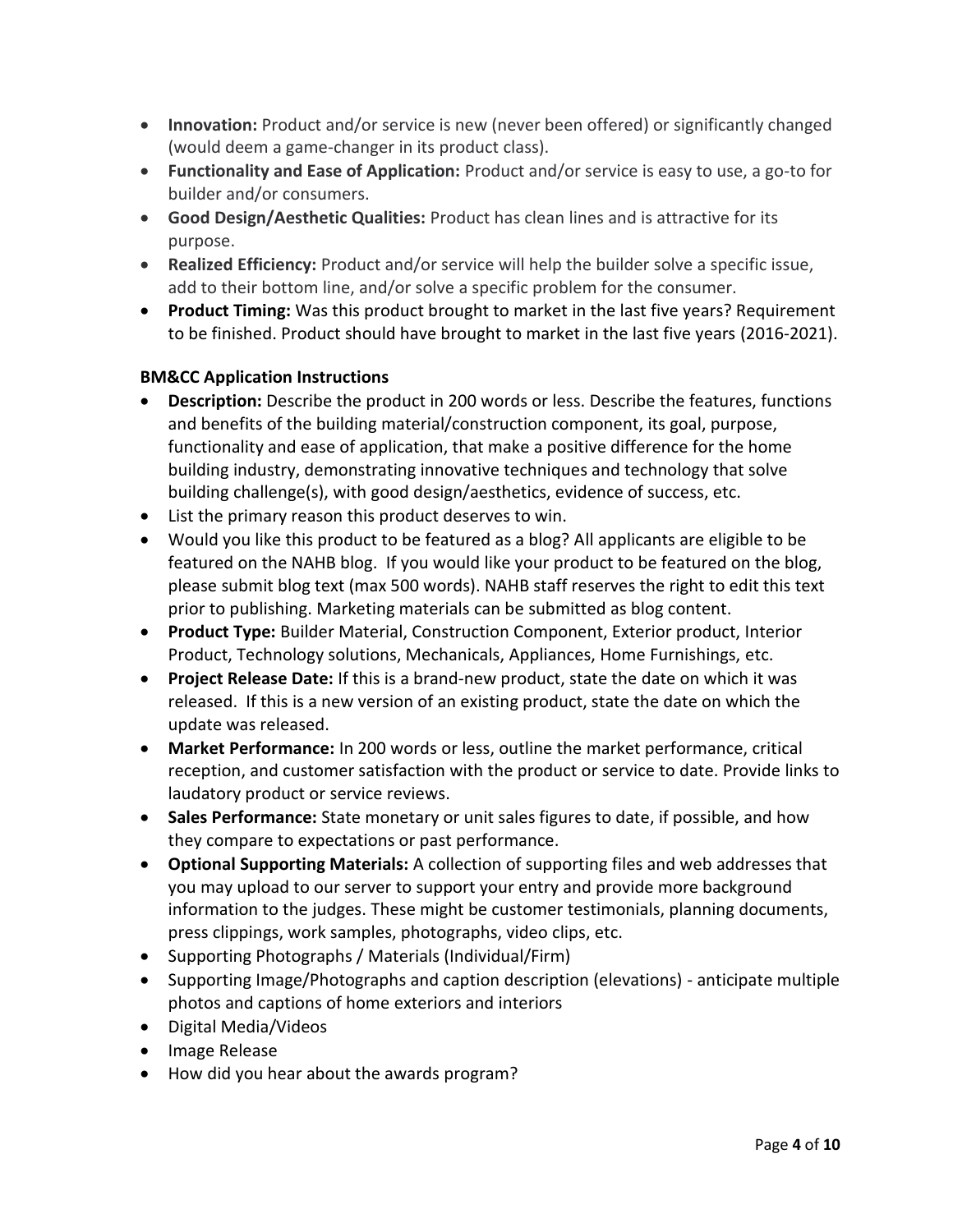- **Innovation:** Product and/or service is new (never been offered) or significantly changed (would deem a game-changer in its product class).
- **Functionality and Ease of Application:** Product and/or service is easy to use, a go-to for builder and/or consumers.
- **Good Design/Aesthetic Qualities:** Product has clean lines and is attractive for its purpose.
- **Realized Efficiency:** Product and/or service will help the builder solve a specific issue, add to their bottom line, and/or solve a specific problem for the consumer.
- **Product Timing:** Was this product brought to market in the last five years? Requirement to be finished. Product should have brought to market in the last five years (2016-2021).

**BM&CC Application Instructions**

- **Description:** Describe the product in 200 words or less. Describe the features, functions and benefits of the building material/construction component, its goal, purpose, functionality and ease of application, that make a positive difference for the home building industry, demonstrating innovative techniques and technology that solve building challenge(s), with good design/aesthetics, evidence of success, etc.
- List the primary reason this product deserves to win.
- Would you like this product to be featured as a blog? All applicants are eligible to be featured on the NAHB blog. If you would like your product to be featured on the blog, please submit blog text (max 500 words). NAHB staff reserves the right to edit this text prior to publishing. Marketing materials can be submitted as blog content.
- **Product Type:** Builder Material, Construction Component, Exterior product, Interior Product, Technology solutions, Mechanicals, Appliances, Home Furnishings, etc.
- **Project Release Date:** If this is a brand-new product, state the date on which it was released. If this is a new version of an existing product, state the date on which the update was released.
- **Market Performance:** In 200 words or less, outline the market performance, critical reception, and customer satisfaction with the product or service to date. Provide links to laudatory product or service reviews.
- **Sales Performance:** State monetary or unit sales figures to date, if possible, and how they compare to expectations or past performance.
- **Optional Supporting Materials:** A collection of supporting files and web addresses that you may upload to our server to support your entry and provide more background information to the judges. These might be customer testimonials, planning documents, press clippings, work samples, photographs, video clips, etc.
- Supporting Photographs / Materials (Individual/Firm)
- Supporting Image/Photographs and caption description (elevations) - anticipate multiple photos and captions of home exteriors and interiors
- Digital Media/Videos
- Image Release
- How did you hear about the awards program?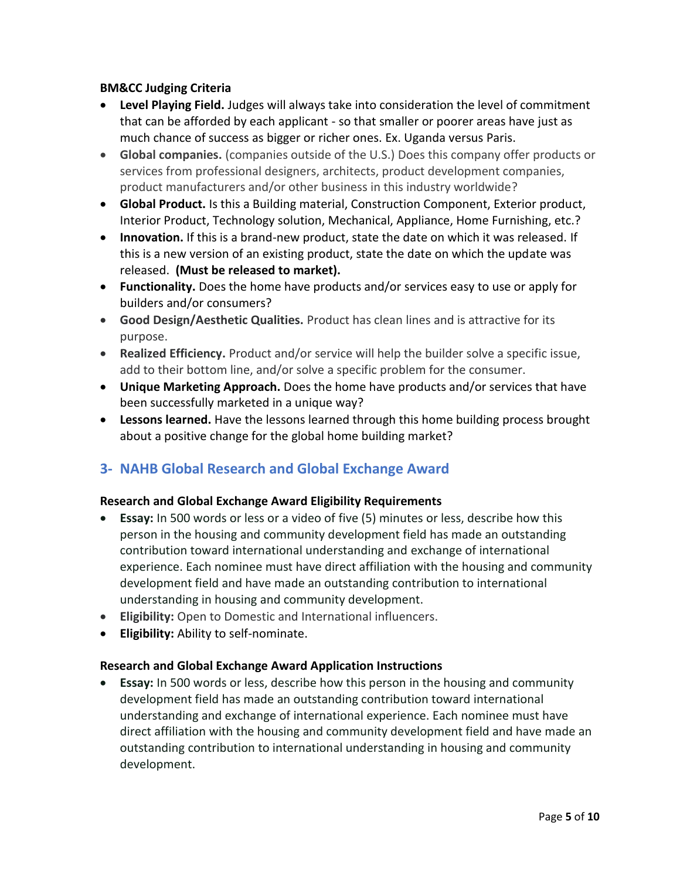**BM&CC Judging Criteria**

- **Level Playing Field.** Judges will always take into consideration the level of commitment that can be afforded by each applicant - so that smaller or poorer areas have just as much chance of success as bigger or richer ones. Ex. Uganda versus Paris.
- **Global companies.** (companies outside of the U.S.) Does this company offer products or services from professional designers, architects, product development companies, product manufacturers and/or other business in this industry worldwide?
- **Global Product.** Is this a Building material, Construction Component, Exterior product, Interior Product, Technology solution, Mechanical, Appliance, Home Furnishing, etc.?
- **Innovation.** If this is a brand-new product, state the date on which it was released. If this is a new version of an existing product, state the date on which the update was released. **(Must be released to market).**
- **Functionality.** Does the home have products and/or services easy to use or apply for builders and/or consumers?
- **Good Design/Aesthetic Qualities.** Product has clean lines and is attractive for its purpose.
- **Realized Efficiency.** Product and/or service will help the builder solve a specific issue, add to their bottom line, and/or solve a specific problem for the consumer.
- **Unique Marketing Approach.** Does the home have products and/or services that have been successfully marketed in a unique way?
- **Lessons learned.** Have the lessons learned through this home building process brought about a positive change for the global home building market?

## 3- NAHB Global Research and Global Exchange Award

**Research and Global Exchange Award Eligibility Requirements**

- **Essay:** In 500 words or less or a video of five (5) minutes or less, describe how this person in the housing and community development field has made an outstanding contribution toward international understanding and exchange of international experience. Each nominee must have direct affiliation with the housing and community development field and have made an outstanding contribution to international understanding in housing and community development.
- **Eligibility:** Open to Domestic and International influencers.
- **Eligibility:** Ability to self-nominate.

**Research and Global Exchange Award Application Instructions**

- **Essay:** In 500 words or less, describe how this person in the housing and community development field has made an outstanding contribution toward international understanding and exchange of international experience. Each nominee must have direct affiliation with the housing and community development field and have made an outstanding contribution to international understanding in housing and community development.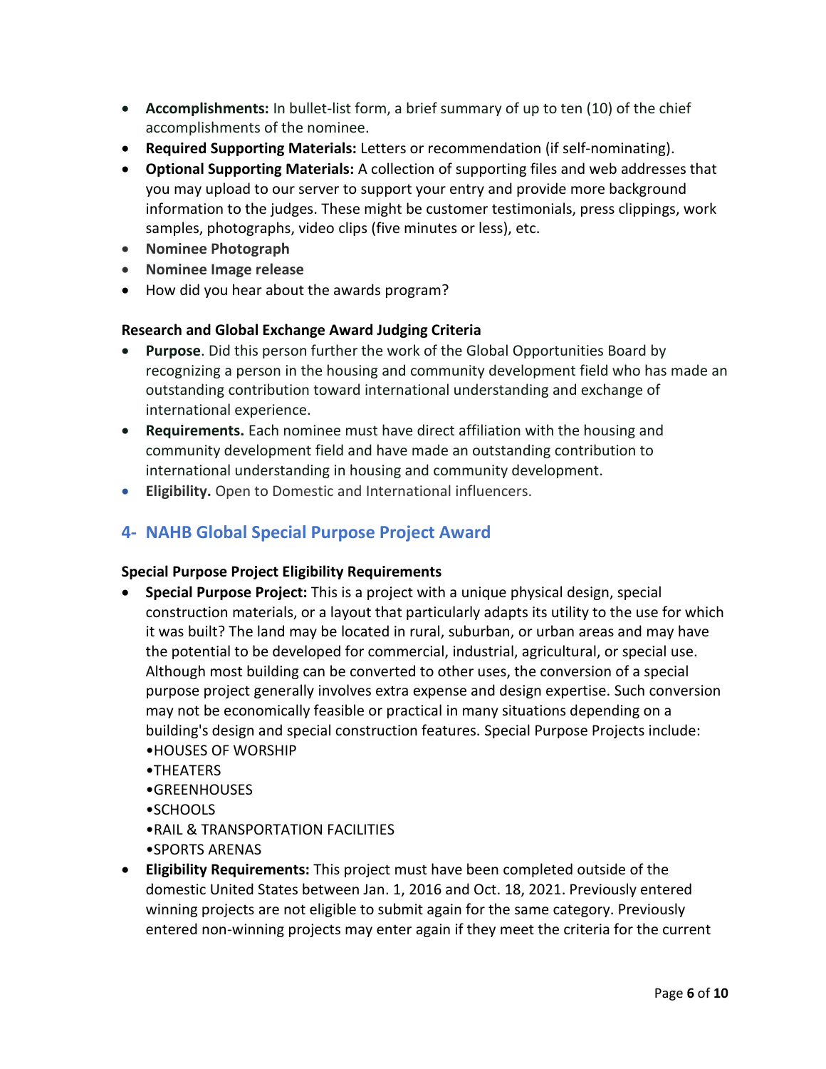- **Accomplishments:** In bullet-list form, a brief summary of up to ten (10) of the chief accomplishments of the nominee.
- **Required Supporting Materials:** Letters or recommendation (if self-nominating).
- **Optional Supporting Materials:** A collection of supporting files and web addresses that you may upload to our server to support your entry and provide more background information to the judges. These might be customer testimonials, press clippings, work samples, photographs, video clips (five minutes or less), etc.
- **Nominee Photograph**
- **Nominee Image release**
- How did you hear about the awards program?

**Research and Global Exchange Award Judging Criteria**

- **Purpose**. Did this person further the work of the Global Opportunities Board by recognizing a person in the housing and community development field who has made an outstanding contribution toward international understanding and exchange of international experience.
- **Requirements.** Each nominee must have direct affiliation with the housing and community development field and have made an outstanding contribution to international understanding in housing and community development.
- **Eligibility.** Open to Domestic and International influencers.

## 4- NAHB Global Special Purpose Project Award

**Special Purpose Project Eligibility Requirements**

- **Special Purpose Project:** This is a project with a unique physical design, special construction materials, or a layout that particularly adapts its utility to the use for which it was built? The land may be located in rural, suburban, or urban areas and may have the potential to be developed for commercial, industrial, agricultural, or special use. Although most building can be converted to other uses, the conversion of a special purpose project generally involves extra expense and design expertise. Such conversion may not be economically feasible or practical in many situations depending on a building's design and special construction features. Special Purpose Projects include:
  •HOUSES OF WORSHIP
  •THEATERS
  •GREENHOUSES
  •SCHOOLS
  •RAIL & TRANSPORTATION FACILITIES
  •SPORTS ARENAS
- **Eligibility Requirements:** This project must have been completed outside of the domestic United States between Jan. 1, 2016 and Oct. 18, 2021. Previously entered winning projects are not eligible to submit again for the same category. Previously entered non-winning projects may enter again if they meet the criteria for the current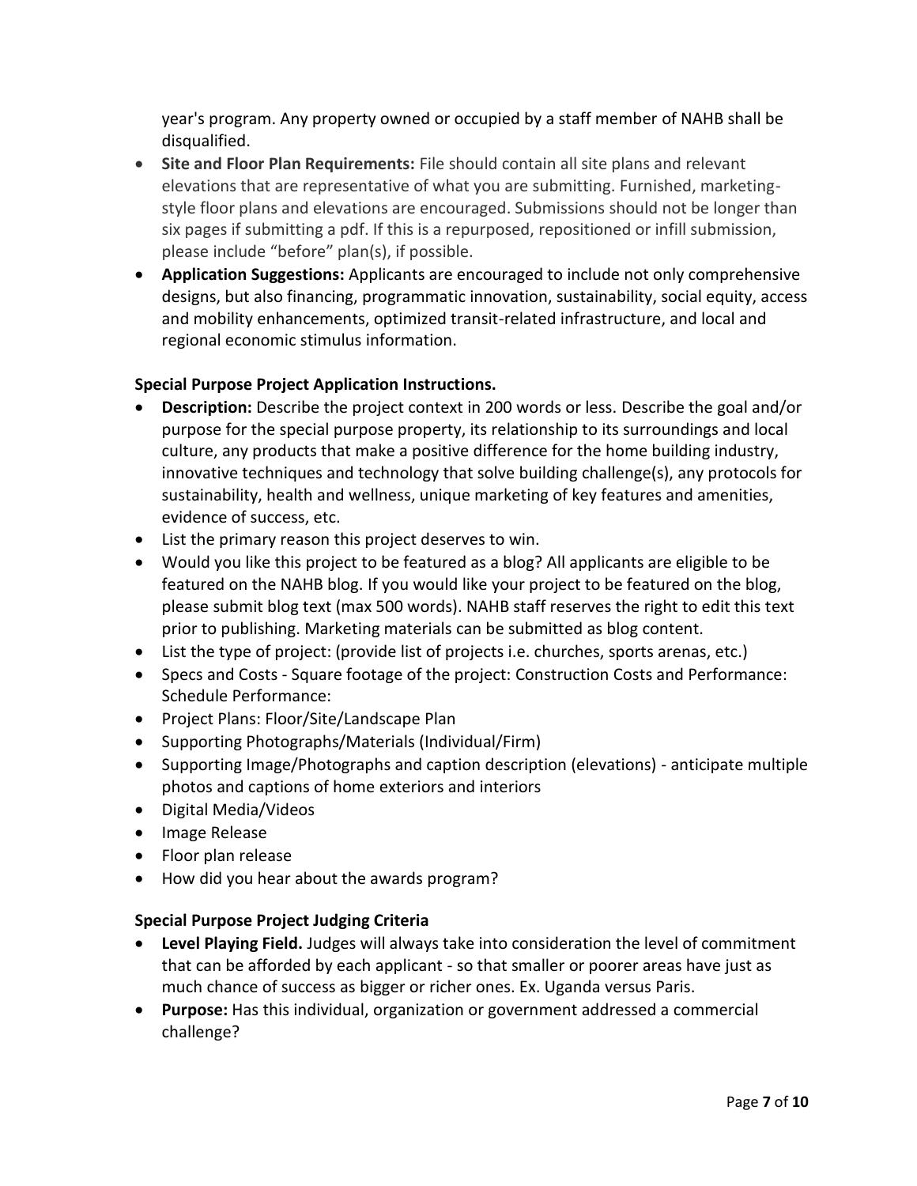year's program. Any property owned or occupied by a staff member of NAHB shall be disqualified.

- **Site and Floor Plan Requirements:** File should contain all site plans and relevant elevations that are representative of what you are submitting. Furnished, marketing-style floor plans and elevations are encouraged. Submissions should not be longer than six pages if submitting a pdf. If this is a repurposed, repositioned or infill submission, please include "before" plan(s), if possible.
- **Application Suggestions:** Applicants are encouraged to include not only comprehensive designs, but also financing, programmatic innovation, sustainability, social equity, access and mobility enhancements, optimized transit-related infrastructure, and local and regional economic stimulus information.

**Special Purpose Project Application Instructions.**

- **Description:** Describe the project context in 200 words or less. Describe the goal and/or purpose for the special purpose property, its relationship to its surroundings and local culture, any products that make a positive difference for the home building industry, innovative techniques and technology that solve building challenge(s), any protocols for sustainability, health and wellness, unique marketing of key features and amenities, evidence of success, etc.
- List the primary reason this project deserves to win.
- Would you like this project to be featured as a blog? All applicants are eligible to be featured on the NAHB blog. If you would like your project to be featured on the blog, please submit blog text (max 500 words). NAHB staff reserves the right to edit this text prior to publishing. Marketing materials can be submitted as blog content.
- List the type of project: (provide list of projects i.e. churches, sports arenas, etc.)
- Specs and Costs - Square footage of the project: Construction Costs and Performance: Schedule Performance:
- Project Plans: Floor/Site/Landscape Plan
- Supporting Photographs/Materials (Individual/Firm)
- Supporting Image/Photographs and caption description (elevations) - anticipate multiple photos and captions of home exteriors and interiors
- Digital Media/Videos
- Image Release
- Floor plan release
- How did you hear about the awards program?

**Special Purpose Project Judging Criteria**

- **Level Playing Field.** Judges will always take into consideration the level of commitment that can be afforded by each applicant - so that smaller or poorer areas have just as much chance of success as bigger or richer ones. Ex. Uganda versus Paris.
- **Purpose:** Has this individual, organization or government addressed a commercial challenge?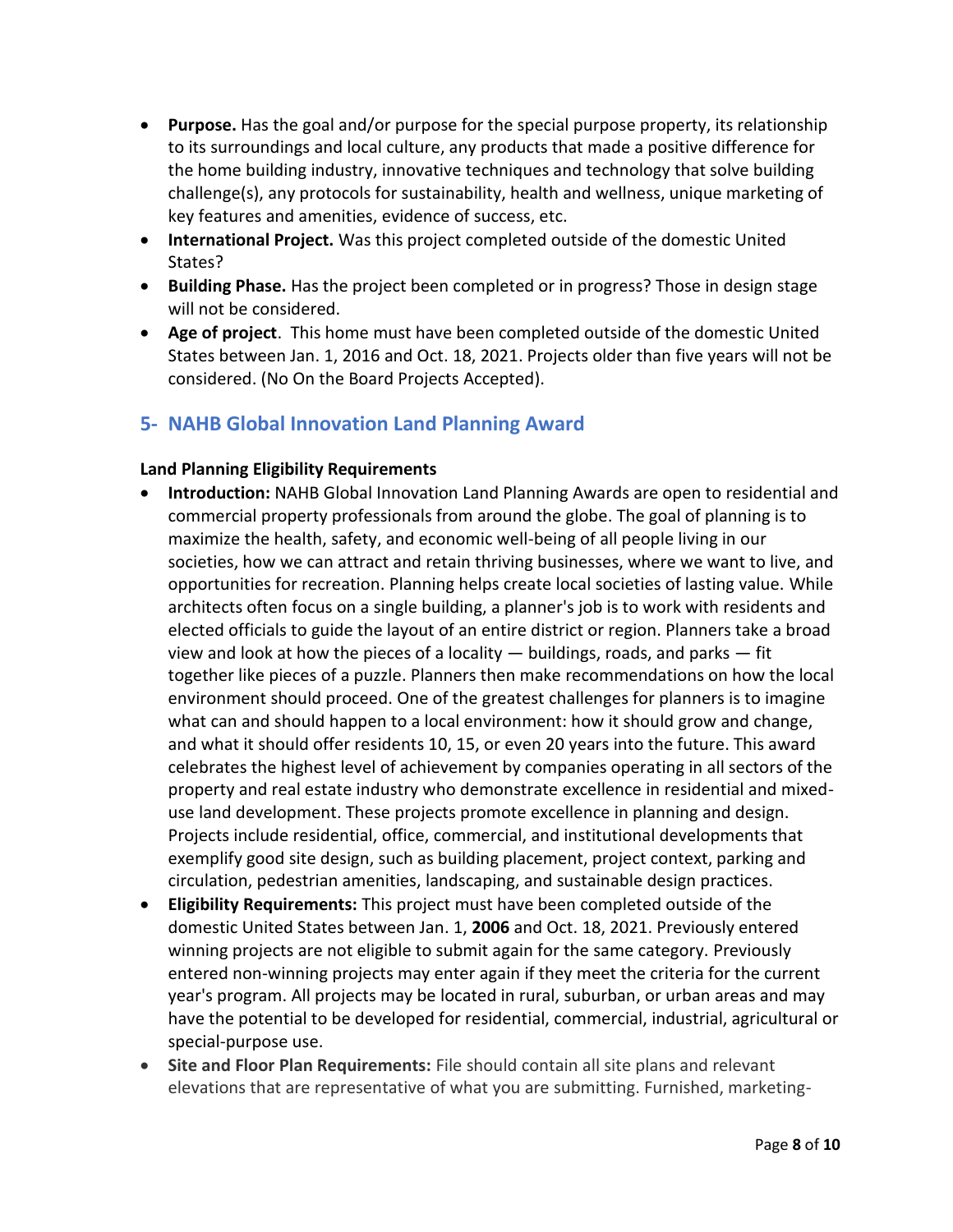- **Purpose.** Has the goal and/or purpose for the special purpose property, its relationship to its surroundings and local culture, any products that made a positive difference for the home building industry, innovative techniques and technology that solve building challenge(s), any protocols for sustainability, health and wellness, unique marketing of key features and amenities, evidence of success, etc.
- **International Project.** Was this project completed outside of the domestic United States?
- **Building Phase.** Has the project been completed or in progress? Those in design stage will not be considered.
- **Age of project**. This home must have been completed outside of the domestic United States between Jan. 1, 2016 and Oct. 18, 2021. Projects older than five years will not be considered. (No On the Board Projects Accepted).

## 5- NAHB Global Innovation Land Planning Award

**Land Planning Eligibility Requirements**

- **Introduction:** NAHB Global Innovation Land Planning Awards are open to residential and commercial property professionals from around the globe. The goal of planning is to maximize the health, safety, and economic well-being of all people living in our societies, how we can attract and retain thriving businesses, where we want to live, and opportunities for recreation. Planning helps create local societies of lasting value. While architects often focus on a single building, a planner's job is to work with residents and elected officials to guide the layout of an entire district or region. Planners take a broad view and look at how the pieces of a locality — buildings, roads, and parks — fit together like pieces of a puzzle. Planners then make recommendations on how the local environment should proceed. One of the greatest challenges for planners is to imagine what can and should happen to a local environment: how it should grow and change, and what it should offer residents 10, 15, or even 20 years into the future. This award celebrates the highest level of achievement by companies operating in all sectors of the property and real estate industry who demonstrate excellence in residential and mixed-use land development. These projects promote excellence in planning and design. Projects include residential, office, commercial, and institutional developments that exemplify good site design, such as building placement, project context, parking and circulation, pedestrian amenities, landscaping, and sustainable design practices.
- **Eligibility Requirements:** This project must have been completed outside of the domestic United States between Jan. 1, **2006** and Oct. 18, 2021. Previously entered winning projects are not eligible to submit again for the same category. Previously entered non-winning projects may enter again if they meet the criteria for the current year's program. All projects may be located in rural, suburban, or urban areas and may have the potential to be developed for residential, commercial, industrial, agricultural or special-purpose use.
- **Site and Floor Plan Requirements:** File should contain all site plans and relevant elevations that are representative of what you are submitting. Furnished, marketing-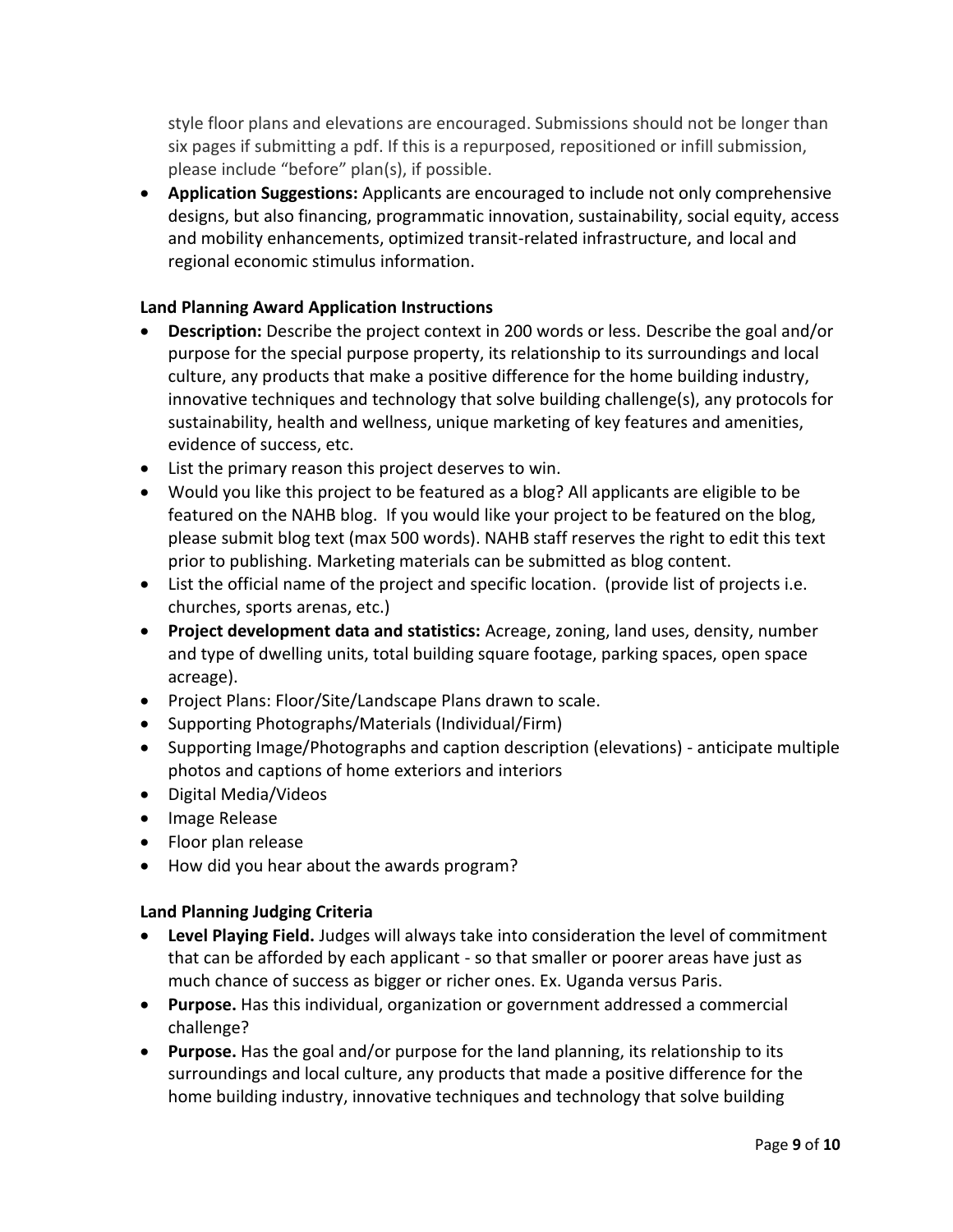style floor plans and elevations are encouraged. Submissions should not be longer than six pages if submitting a pdf. If this is a repurposed, repositioned or infill submission, please include "before" plan(s), if possible.

- **Application Suggestions:** Applicants are encouraged to include not only comprehensive designs, but also financing, programmatic innovation, sustainability, social equity, access and mobility enhancements, optimized transit-related infrastructure, and local and regional economic stimulus information.

**Land Planning Award Application Instructions**

- **Description:** Describe the project context in 200 words or less. Describe the goal and/or purpose for the special purpose property, its relationship to its surroundings and local culture, any products that make a positive difference for the home building industry, innovative techniques and technology that solve building challenge(s), any protocols for sustainability, health and wellness, unique marketing of key features and amenities, evidence of success, etc.
- List the primary reason this project deserves to win.
- Would you like this project to be featured as a blog? All applicants are eligible to be featured on the NAHB blog. If you would like your project to be featured on the blog, please submit blog text (max 500 words). NAHB staff reserves the right to edit this text prior to publishing. Marketing materials can be submitted as blog content.
- List the official name of the project and specific location. (provide list of projects i.e. churches, sports arenas, etc.)
- **Project development data and statistics:** Acreage, zoning, land uses, density, number and type of dwelling units, total building square footage, parking spaces, open space acreage).
- Project Plans: Floor/Site/Landscape Plans drawn to scale.
- Supporting Photographs/Materials (Individual/Firm)
- Supporting Image/Photographs and caption description (elevations) - anticipate multiple photos and captions of home exteriors and interiors
- Digital Media/Videos
- Image Release
- Floor plan release
- How did you hear about the awards program?

**Land Planning Judging Criteria**

- **Level Playing Field.** Judges will always take into consideration the level of commitment that can be afforded by each applicant - so that smaller or poorer areas have just as much chance of success as bigger or richer ones. Ex. Uganda versus Paris.
- **Purpose.** Has this individual, organization or government addressed a commercial challenge?
- **Purpose.** Has the goal and/or purpose for the land planning, its relationship to its surroundings and local culture, any products that made a positive difference for the home building industry, innovative techniques and technology that solve building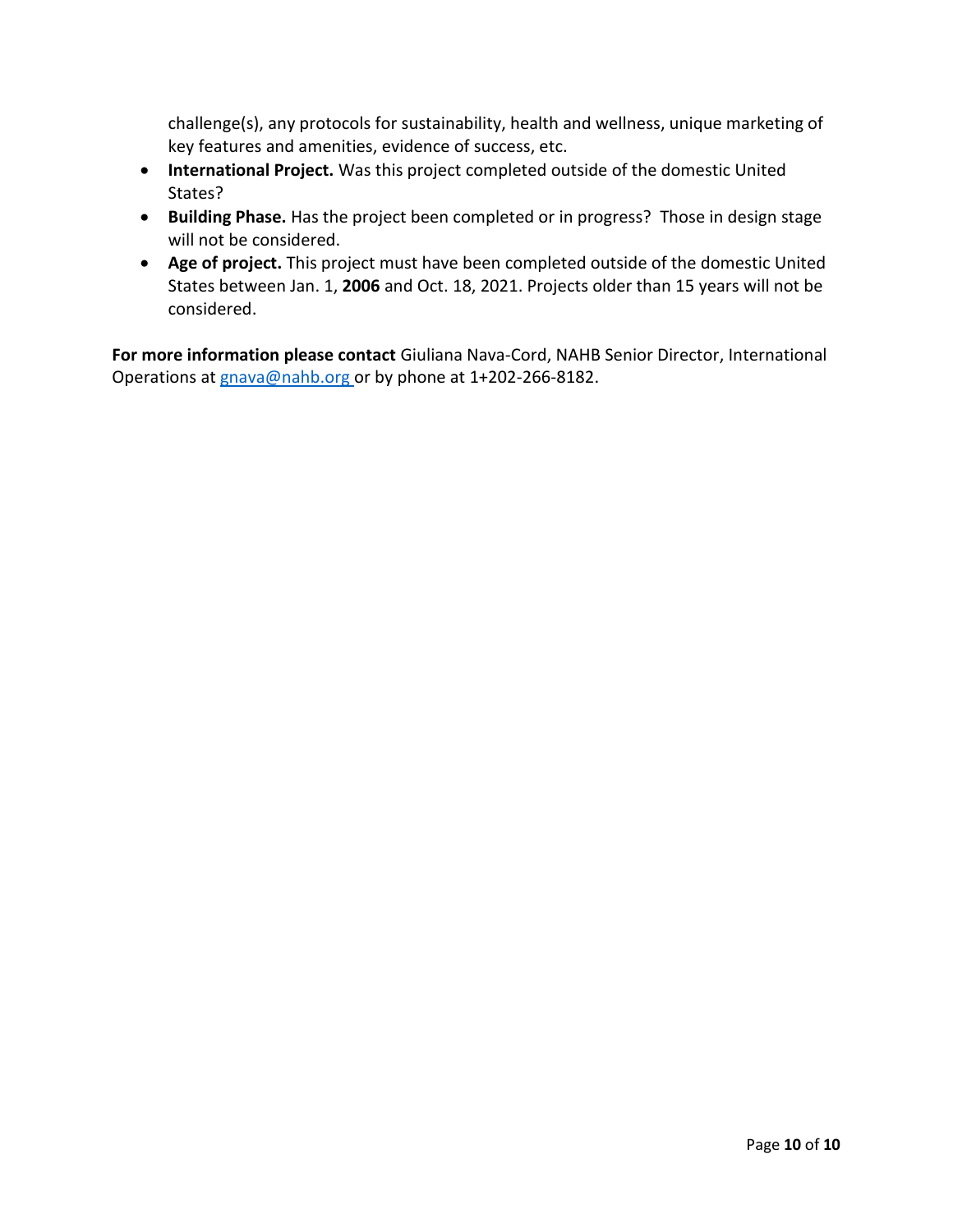challenge(s), any protocols for sustainability, health and wellness, unique marketing of key features and amenities, evidence of success, etc.

- **International Project.** Was this project completed outside of the domestic United States?
- **Building Phase.** Has the project been completed or in progress? Those in design stage will not be considered.
- **Age of project.** This project must have been completed outside of the domestic United States between Jan. 1, **2006** and Oct. 18, 2021. Projects older than 15 years will not be considered.

**For more information please contact** Giuliana Nava-Cord, NAHB Senior Director, International Operations at gnava@nahb.org or by phone at 1+202-266-8182.